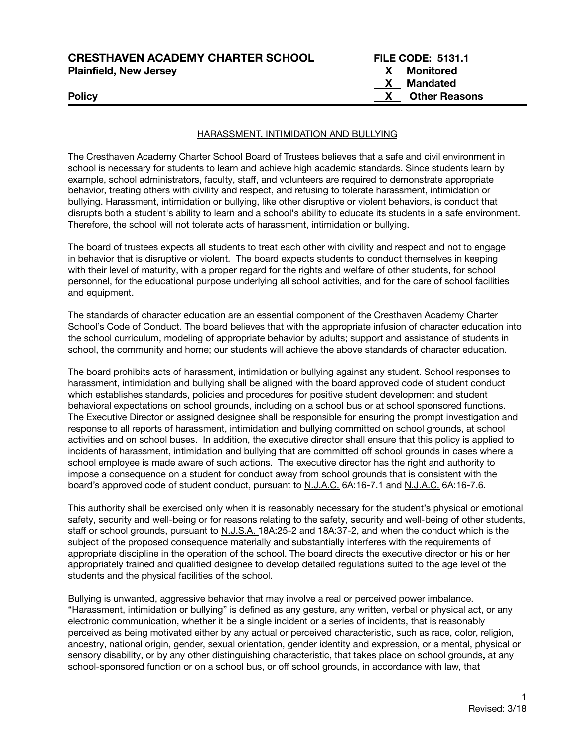**CRESTHAVEN ACADEMY CHARTER SCHOOL** — **FILE CODE: 5131.1**

**Plainfield, New Jersey**

X **Monitored**

X **Mandated**

**Policy**

X **Other Reasons**

## HARASSMENT, INTIMIDATION AND BULLYING

The Cresthaven Academy Charter School Board of Trustees believes that a safe and civil environment in school is necessary for students to learn and achieve high academic standards. Since students learn by example, school administrators, faculty, staff, and volunteers are required to demonstrate appropriate behavior, treating others with civility and respect, and refusing to tolerate harassment, intimidation or bullying. Harassment, intimidation or bullying, like other disruptive or violent behaviors, is conduct that disrupts both a student's ability to learn and a school's ability to educate its students in a safe environment. Therefore, the school will not tolerate acts of harassment, intimidation or bullying.

The board of trustees expects all students to treat each other with civility and respect and not to engage in behavior that is disruptive or violent. The board expects students to conduct themselves in keeping with their level of maturity, with a proper regard for the rights and welfare of other students, for school personnel, for the educational purpose underlying all school activities, and for the care of school facilities and equipment.

The standards of character education are an essential component of the Cresthaven Academy Charter School's Code of Conduct. The board believes that with the appropriate infusion of character education into the school curriculum, modeling of appropriate behavior by adults; support and assistance of students in school, the community and home; our students will achieve the above standards of character education.

The board prohibits acts of harassment, intimidation or bullying against any student. School responses to harassment, intimidation and bullying shall be aligned with the board approved code of student conduct which establishes standards, policies and procedures for positive student development and student behavioral expectations on school grounds, including on a school bus or at school sponsored functions. The Executive Director or assigned designee shall be responsible for ensuring the prompt investigation and response to all reports of harassment, intimidation and bullying committed on school grounds, at school activities and on school buses. In addition, the executive director shall ensure that this policy is applied to incidents of harassment, intimidation and bullying that are committed off school grounds in cases where a school employee is made aware of such actions. The executive director has the right and authority to impose a consequence on a student for conduct away from school grounds that is consistent with the board's approved code of student conduct, pursuant to N.J.A.C. 6A:16-7.1 and N.J.A.C. 6A:16-7.6.

This authority shall be exercised only when it is reasonably necessary for the student's physical or emotional safety, security and well-being or for reasons relating to the safety, security and well-being of other students, staff or school grounds, pursuant to N.J.S.A. 18A:25-2 and 18A:37-2, and when the conduct which is the subject of the proposed consequence materially and substantially interferes with the requirements of appropriate discipline in the operation of the school. The board directs the executive director or his or her appropriately trained and qualified designee to develop detailed regulations suited to the age level of the students and the physical facilities of the school.

Bullying is unwanted, aggressive behavior that may involve a real or perceived power imbalance. "Harassment, intimidation or bullying" is defined as any gesture, any written, verbal or physical act, or any electronic communication, whether it be a single incident or a series of incidents, that is reasonably perceived as being motivated either by any actual or perceived characteristic, such as race, color, religion, ancestry, national origin, gender, sexual orientation, gender identity and expression, or a mental, physical or sensory disability, or by any other distinguishing characteristic, that takes place on school grounds**,** at any school-sponsored function or on a school bus, or off school grounds, in accordance with law, that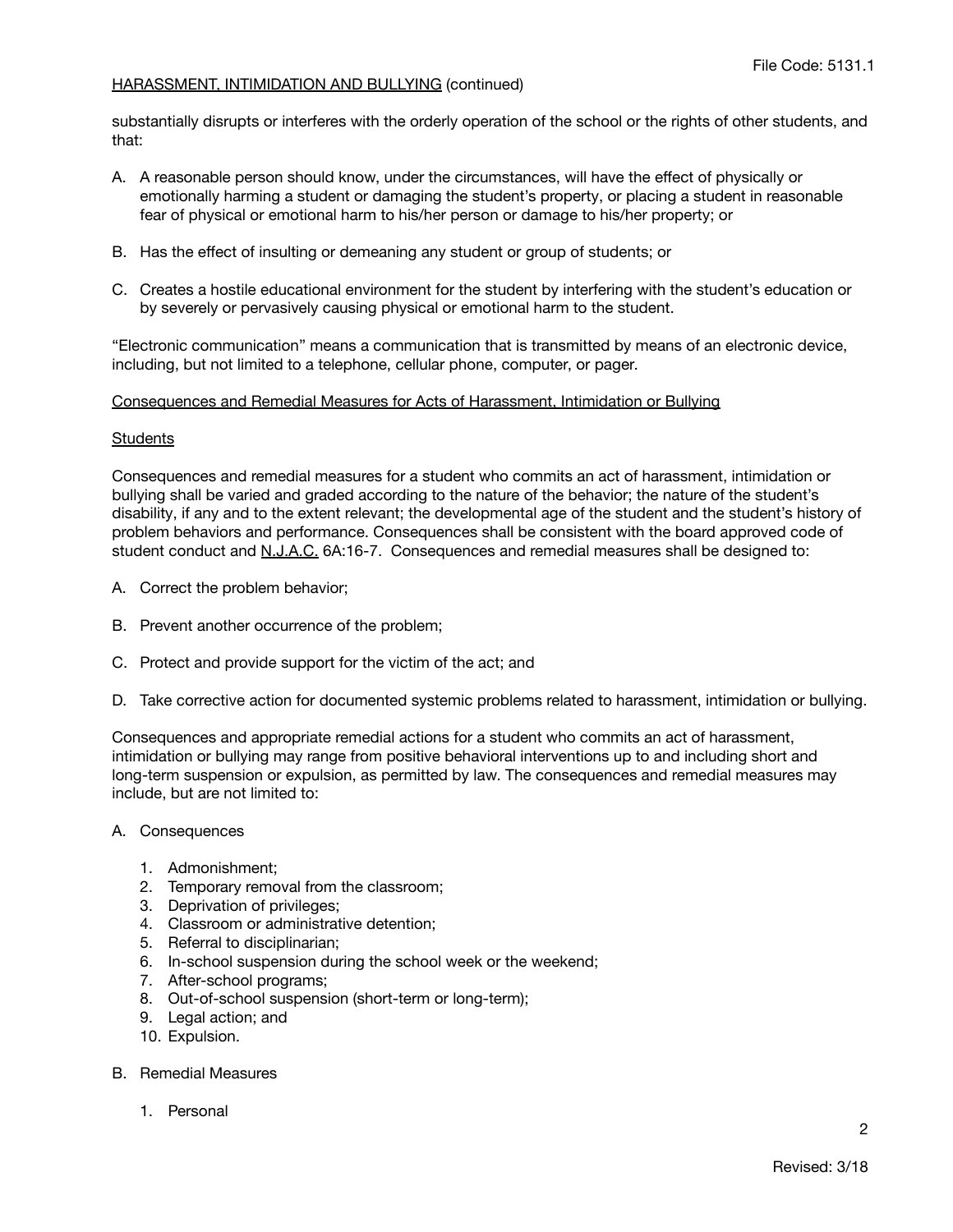substantially disrupts or interferes with the orderly operation of the school or the rights of other students, and that:

A. A reasonable person should know, under the circumstances, will have the effect of physically or emotionally harming a student or damaging the student's property, or placing a student in reasonable fear of physical or emotional harm to his/her person or damage to his/her property; or

B. Has the effect of insulting or demeaning any student or group of students; or

C. Creates a hostile educational environment for the student by interfering with the student's education or by severely or pervasively causing physical or emotional harm to the student.

"Electronic communication" means a communication that is transmitted by means of an electronic device, including, but not limited to a telephone, cellular phone, computer, or pager.

## Consequences and Remedial Measures for Acts of Harassment, Intimidation or Bullying

### Students

Consequences and remedial measures for a student who commits an act of harassment, intimidation or bullying shall be varied and graded according to the nature of the behavior; the nature of the student's disability, if any and to the extent relevant; the developmental age of the student and the student's history of problem behaviors and performance. Consequences shall be consistent with the board approved code of student conduct and N.J.A.C. 6A:16-7. Consequences and remedial measures shall be designed to:

A. Correct the problem behavior;

B. Prevent another occurrence of the problem;

C. Protect and provide support for the victim of the act; and

D. Take corrective action for documented systemic problems related to harassment, intimidation or bullying.

Consequences and appropriate remedial actions for a student who commits an act of harassment, intimidation or bullying may range from positive behavioral interventions up to and including short and long-term suspension or expulsion, as permitted by law. The consequences and remedial measures may include, but are not limited to:

A. Consequences

   1. Admonishment;
   2. Temporary removal from the classroom;
   3. Deprivation of privileges;
   4. Classroom or administrative detention;
   5. Referral to disciplinarian;
   6. In-school suspension during the school week or the weekend;
   7. After-school programs;
   8. Out-of-school suspension (short-term or long-term);
   9. Legal action; and
   10. Expulsion.

B. Remedial Measures

   1. Personal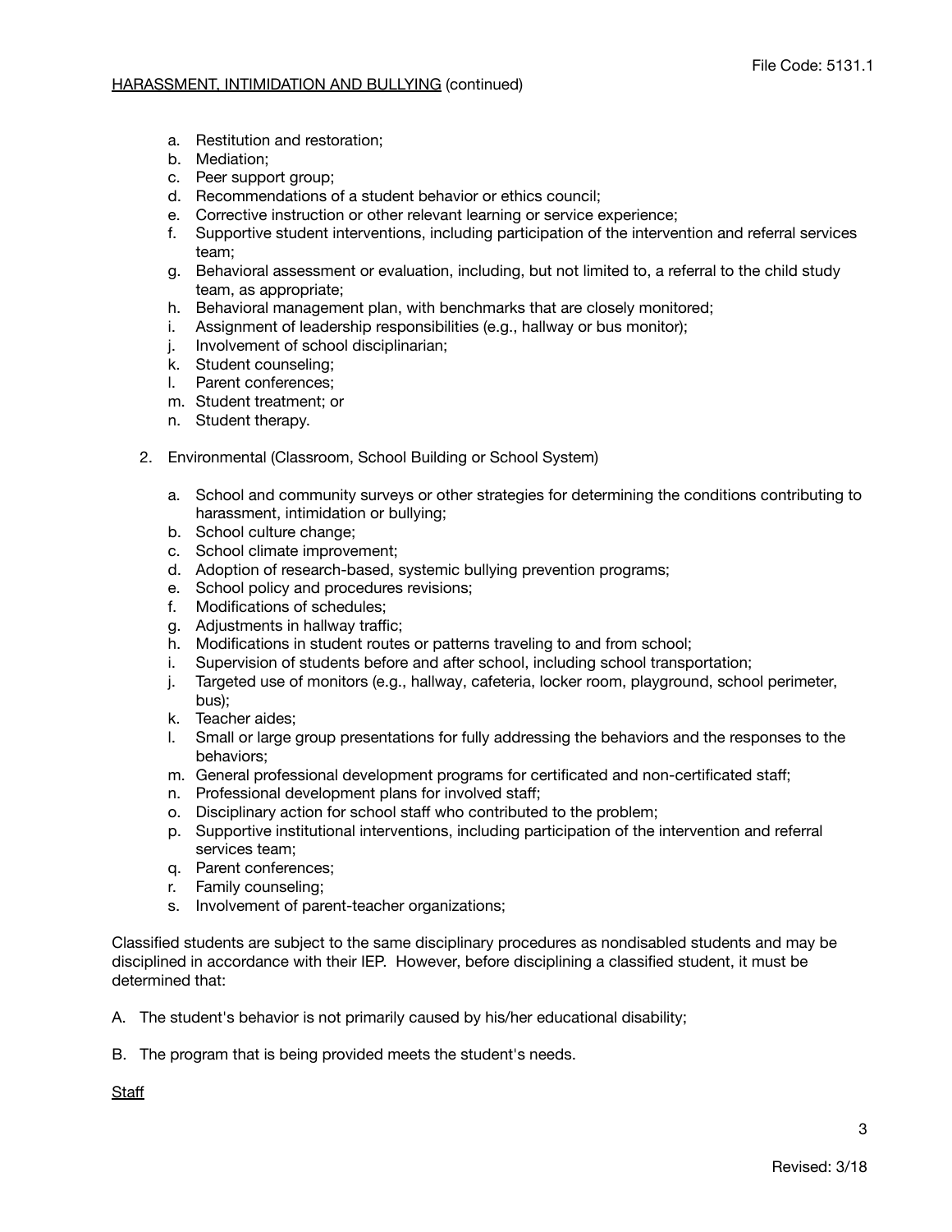a. Restitution and restoration;
b. Mediation;
c. Peer support group;
d. Recommendations of a student behavior or ethics council;
e. Corrective instruction or other relevant learning or service experience;
f. Supportive student interventions, including participation of the intervention and referral services team;
g. Behavioral assessment or evaluation, including, but not limited to, a referral to the child study team, as appropriate;
h. Behavioral management plan, with benchmarks that are closely monitored;
i. Assignment of leadership responsibilities (e.g., hallway or bus monitor);
j. Involvement of school disciplinarian;
k. Student counseling;
l. Parent conferences;
m. Student treatment; or
n. Student therapy.

2. Environmental (Classroom, School Building or School System)

   a. School and community surveys or other strategies for determining the conditions contributing to harassment, intimidation or bullying;
   b. School culture change;
   c. School climate improvement;
   d. Adoption of research-based, systemic bullying prevention programs;
   e. School policy and procedures revisions;
   f. Modifications of schedules;
   g. Adjustments in hallway traffic;
   h. Modifications in student routes or patterns traveling to and from school;
   i. Supervision of students before and after school, including school transportation;
   j. Targeted use of monitors (e.g., hallway, cafeteria, locker room, playground, school perimeter, bus);
   k. Teacher aides;
   l. Small or large group presentations for fully addressing the behaviors and the responses to the behaviors;
   m. General professional development programs for certificated and non-certificated staff;
   n. Professional development plans for involved staff;
   o. Disciplinary action for school staff who contributed to the problem;
   p. Supportive institutional interventions, including participation of the intervention and referral services team;
   q. Parent conferences;
   r. Family counseling;
   s. Involvement of parent-teacher organizations;

Classified students are subject to the same disciplinary procedures as nondisabled students and may be disciplined in accordance with their IEP. However, before disciplining a classified student, it must be determined that:

A. The student's behavior is not primarily caused by his/her educational disability;

B. The program that is being provided meets the student's needs.

<u>Staff</u>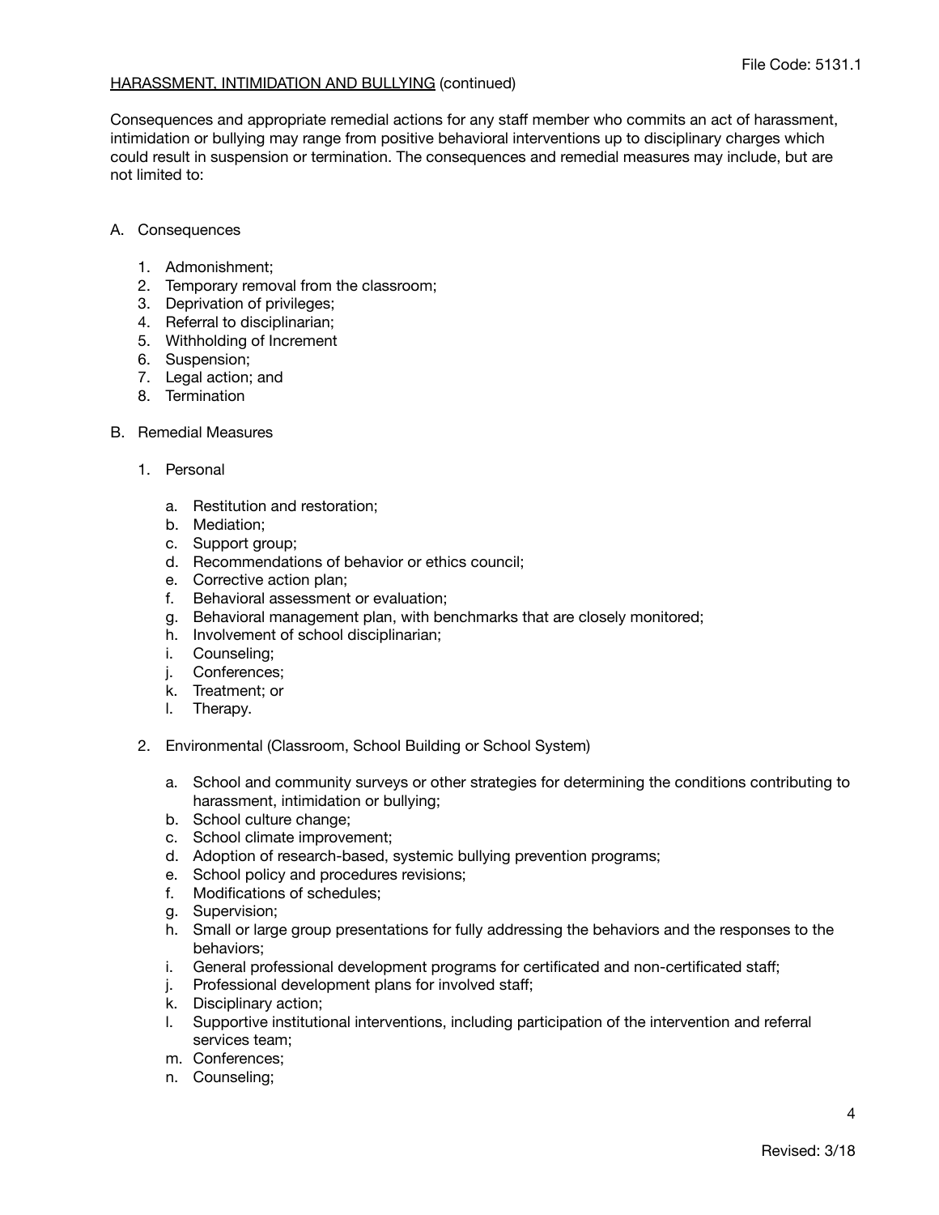HARASSMENT, INTIMIDATION AND BULLYING (continued)

Consequences and appropriate remedial actions for any staff member who commits an act of harassment, intimidation or bullying may range from positive behavioral interventions up to disciplinary charges which could result in suspension or termination. The consequences and remedial measures may include, but are not limited to:

A. Consequences

   1. Admonishment;
   2. Temporary removal from the classroom;
   3. Deprivation of privileges;
   4. Referral to disciplinarian;
   5. Withholding of Increment
   6. Suspension;
   7. Legal action; and
   8. Termination

B. Remedial Measures

   1. Personal

      a. Restitution and restoration;
      b. Mediation;
      c. Support group;
      d. Recommendations of behavior or ethics council;
      e. Corrective action plan;
      f. Behavioral assessment or evaluation;
      g. Behavioral management plan, with benchmarks that are closely monitored;
      h. Involvement of school disciplinarian;
      i. Counseling;
      j. Conferences;
      k. Treatment; or
      l. Therapy.

   2. Environmental (Classroom, School Building or School System)

      a. School and community surveys or other strategies for determining the conditions contributing to harassment, intimidation or bullying;
      b. School culture change;
      c. School climate improvement;
      d. Adoption of research-based, systemic bullying prevention programs;
      e. School policy and procedures revisions;
      f. Modifications of schedules;
      g. Supervision;
      h. Small or large group presentations for fully addressing the behaviors and the responses to the behaviors;
      i. General professional development programs for certificated and non-certificated staff;
      j. Professional development plans for involved staff;
      k. Disciplinary action;
      l. Supportive institutional interventions, including participation of the intervention and referral services team;
      m. Conferences;
      n. Counseling;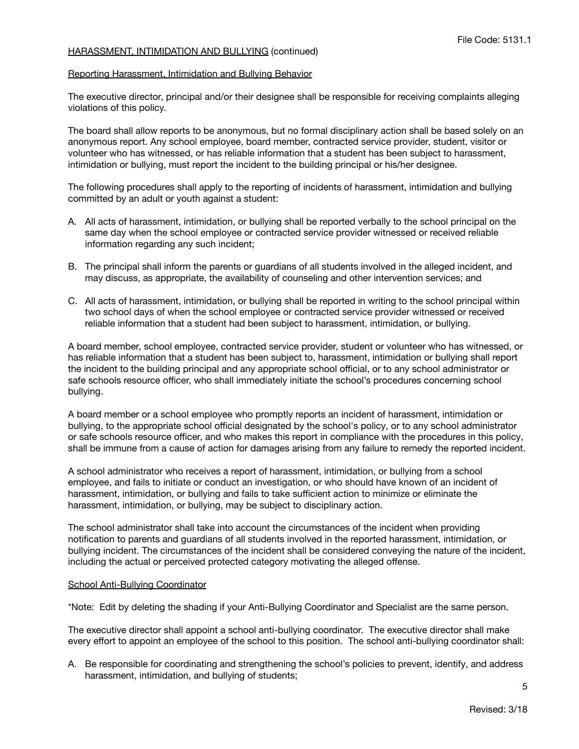HARASSMENT, INTIMIDATION AND BULLYING (continued)

Reporting Harassment, Intimidation and Bullying Behavior

The executive director, principal and/or their designee shall be responsible for receiving complaints alleging violations of this policy.

The board shall allow reports to be anonymous, but no formal disciplinary action shall be based solely on an anonymous report. Any school employee, board member, contracted service provider, student, visitor or volunteer who has witnessed, or has reliable information that a student has been subject to harassment, intimidation or bullying, must report the incident to the building principal or his/her designee.

The following procedures shall apply to the reporting of incidents of harassment, intimidation and bullying committed by an adult or youth against a student:

A. All acts of harassment, intimidation, or bullying shall be reported verbally to the school principal on the same day when the school employee or contracted service provider witnessed or received reliable information regarding any such incident;

B. The principal shall inform the parents or guardians of all students involved in the alleged incident, and may discuss, as appropriate, the availability of counseling and other intervention services; and

C. All acts of harassment, intimidation, or bullying shall be reported in writing to the school principal within two school days of when the school employee or contracted service provider witnessed or received reliable information that a student had been subject to harassment, intimidation, or bullying.

A board member, school employee, contracted service provider, student or volunteer who has witnessed, or has reliable information that a student has been subject to, harassment, intimidation or bullying shall report the incident to the building principal and any appropriate school official, or to any school administrator or safe schools resource officer, who shall immediately initiate the school's procedures concerning school bullying.

A board member or a school employee who promptly reports an incident of harassment, intimidation or bullying, to the appropriate school official designated by the school's policy, or to any school administrator or safe schools resource officer, and who makes this report in compliance with the procedures in this policy, shall be immune from a cause of action for damages arising from any failure to remedy the reported incident.

A school administrator who receives a report of harassment, intimidation, or bullying from a school employee, and fails to initiate or conduct an investigation, or who should have known of an incident of harassment, intimidation, or bullying and fails to take sufficient action to minimize or eliminate the harassment, intimidation, or bullying, may be subject to disciplinary action.

The school administrator shall take into account the circumstances of the incident when providing notification to parents and guardians of all students involved in the reported harassment, intimidation, or bullying incident. The circumstances of the incident shall be considered conveying the nature of the incident, including the actual or perceived protected category motivating the alleged offense.

School Anti-Bullying Coordinator

*Note: Edit by deleting the shading if your Anti-Bullying Coordinator and Specialist are the same person.

The executive director shall appoint a school anti-bullying coordinator. The executive director shall make every effort to appoint an employee of the school to this position. The school anti-bullying coordinator shall:

A. Be responsible for coordinating and strengthening the school's policies to prevent, identify, and address harassment, intimidation, and bullying of students;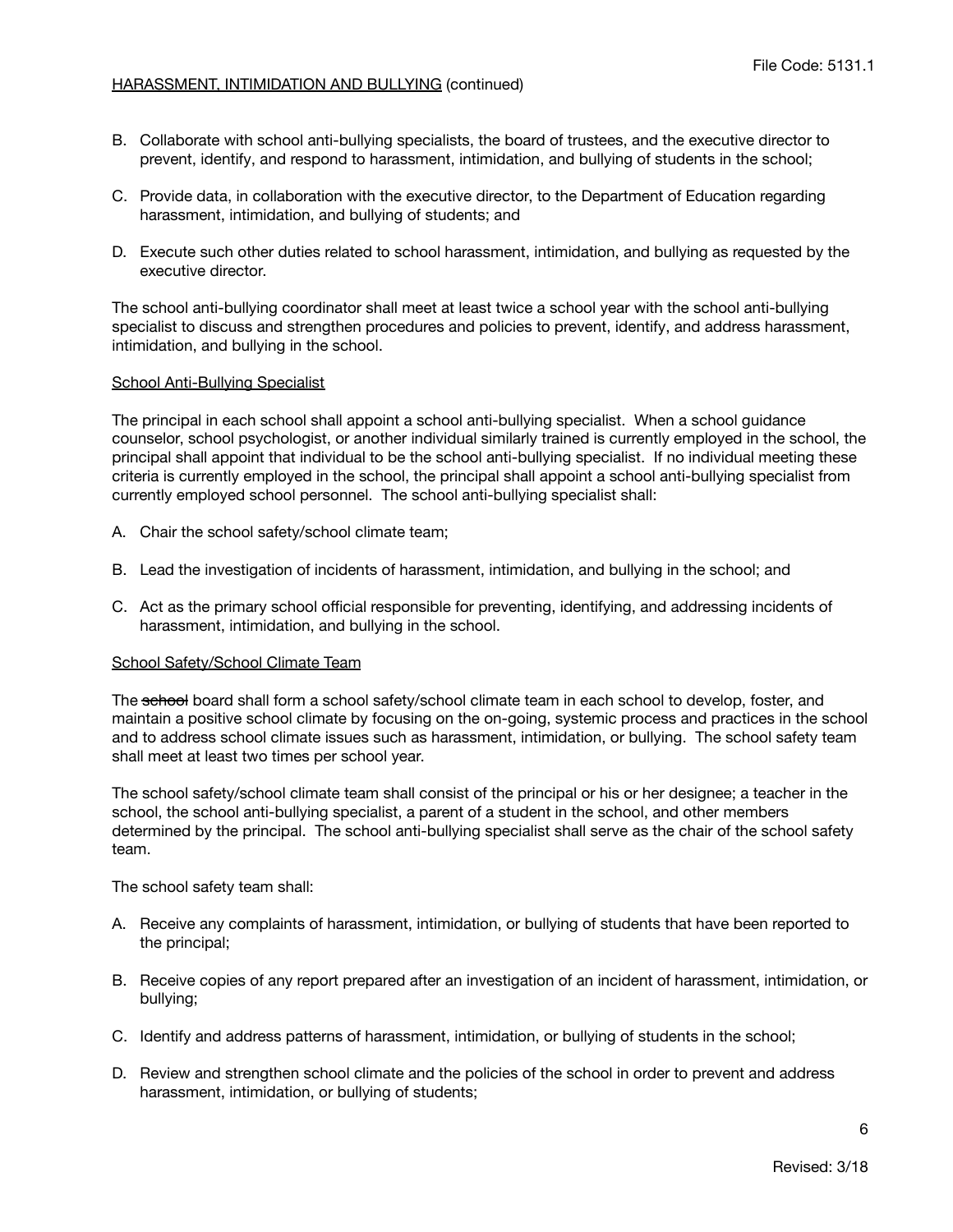B. Collaborate with school anti-bullying specialists, the board of trustees, and the executive director to prevent, identify, and respond to harassment, intimidation, and bullying of students in the school;

C. Provide data, in collaboration with the executive director, to the Department of Education regarding harassment, intimidation, and bullying of students; and

D. Execute such other duties related to school harassment, intimidation, and bullying as requested by the executive director.

The school anti-bullying coordinator shall meet at least twice a school year with the school anti-bullying specialist to discuss and strengthen procedures and policies to prevent, identify, and address harassment, intimidation, and bullying in the school.

<u>School Anti-Bullying Specialist</u>

The principal in each school shall appoint a school anti-bullying specialist. When a school guidance counselor, school psychologist, or another individual similarly trained is currently employed in the school, the principal shall appoint that individual to be the school anti-bullying specialist. If no individual meeting these criteria is currently employed in the school, the principal shall appoint a school anti-bullying specialist from currently employed school personnel. The school anti-bullying specialist shall:

A. Chair the school safety/school climate team;

B. Lead the investigation of incidents of harassment, intimidation, and bullying in the school; and

C. Act as the primary school official responsible for preventing, identifying, and addressing incidents of harassment, intimidation, and bullying in the school.

<u>School Safety/School Climate Team</u>

The ~~school~~ board shall form a school safety/school climate team in each school to develop, foster, and maintain a positive school climate by focusing on the on-going, systemic process and practices in the school and to address school climate issues such as harassment, intimidation, or bullying. The school safety team shall meet at least two times per school year.

The school safety/school climate team shall consist of the principal or his or her designee; a teacher in the school, the school anti-bullying specialist, a parent of a student in the school, and other members determined by the principal. The school anti-bullying specialist shall serve as the chair of the school safety team.

The school safety team shall:

A. Receive any complaints of harassment, intimidation, or bullying of students that have been reported to the principal;

B. Receive copies of any report prepared after an investigation of an incident of harassment, intimidation, or bullying;

C. Identify and address patterns of harassment, intimidation, or bullying of students in the school;

D. Review and strengthen school climate and the policies of the school in order to prevent and address harassment, intimidation, or bullying of students;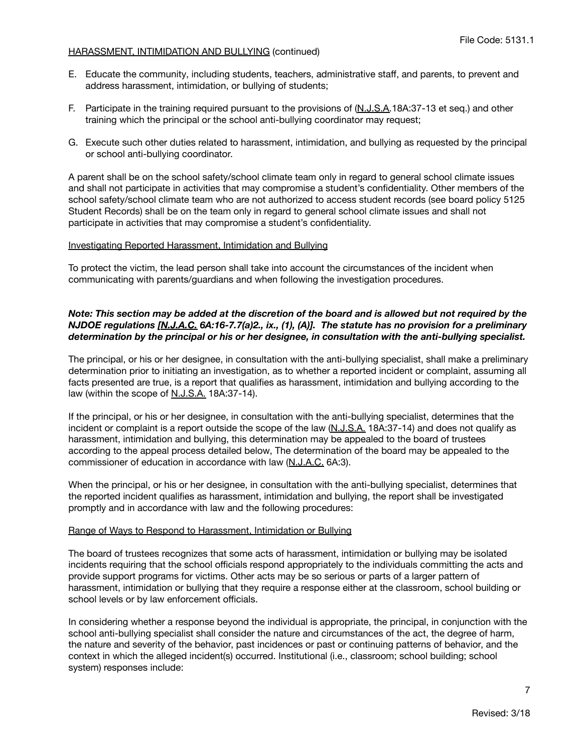E. Educate the community, including students, teachers, administrative staff, and parents, to prevent and address harassment, intimidation, or bullying of students;

F. Participate in the training required pursuant to the provisions of (N.J.S.A.18A:37-13 et seq.) and other training which the principal or the school anti-bullying coordinator may request;

G. Execute such other duties related to harassment, intimidation, and bullying as requested by the principal or school anti-bullying coordinator.

A parent shall be on the school safety/school climate team only in regard to general school climate issues and shall not participate in activities that may compromise a student's confidentiality. Other members of the school safety/school climate team who are not authorized to access student records (see board policy 5125 Student Records) shall be on the team only in regard to general school climate issues and shall not participate in activities that may compromise a student's confidentiality.

Investigating Reported Harassment, Intimidation and Bullying

To protect the victim, the lead person shall take into account the circumstances of the incident when communicating with parents/guardians and when following the investigation procedures.

***Note: This section may be added at the discretion of the board and is allowed but not required by the NJDOE regulations [N.J.A.C. 6A:16-7.7(a)2., ix., (1), (A)]. The statute has no provision for a preliminary determination by the principal or his or her designee, in consultation with the anti-bullying specialist.***

The principal, or his or her designee, in consultation with the anti-bullying specialist, shall make a preliminary determination prior to initiating an investigation, as to whether a reported incident or complaint, assuming all facts presented are true, is a report that qualifies as harassment, intimidation and bullying according to the law (within the scope of N.J.S.A. 18A:37-14).

If the principal, or his or her designee, in consultation with the anti-bullying specialist, determines that the incident or complaint is a report outside the scope of the law (N.J.S.A. 18A:37-14) and does not qualify as harassment, intimidation and bullying, this determination may be appealed to the board of trustees according to the appeal process detailed below, The determination of the board may be appealed to the commissioner of education in accordance with law (N.J.A.C. 6A:3).

When the principal, or his or her designee, in consultation with the anti-bullying specialist, determines that the reported incident qualifies as harassment, intimidation and bullying, the report shall be investigated promptly and in accordance with law and the following procedures:

Range of Ways to Respond to Harassment, Intimidation or Bullying

The board of trustees recognizes that some acts of harassment, intimidation or bullying may be isolated incidents requiring that the school officials respond appropriately to the individuals committing the acts and provide support programs for victims. Other acts may be so serious or parts of a larger pattern of harassment, intimidation or bullying that they require a response either at the classroom, school building or school levels or by law enforcement officials.

In considering whether a response beyond the individual is appropriate, the principal, in conjunction with the school anti-bullying specialist shall consider the nature and circumstances of the act, the degree of harm, the nature and severity of the behavior, past incidences or past or continuing patterns of behavior, and the context in which the alleged incident(s) occurred. Institutional (i.e., classroom; school building; school system) responses include: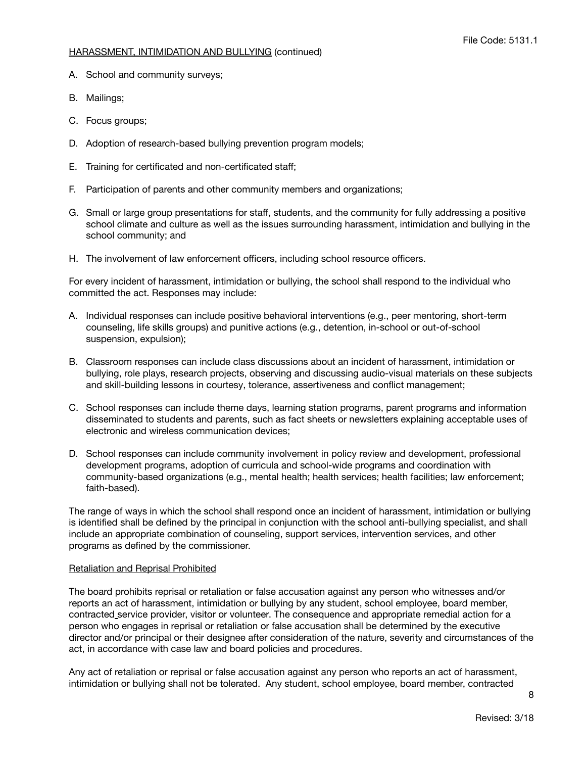A. School and community surveys;

B. Mailings;

C. Focus groups;

D. Adoption of research-based bullying prevention program models;

E. Training for certificated and non-certificated staff;

F. Participation of parents and other community members and organizations;

G. Small or large group presentations for staff, students, and the community for fully addressing a positive school climate and culture as well as the issues surrounding harassment, intimidation and bullying in the school community; and

H. The involvement of law enforcement officers, including school resource officers.

For every incident of harassment, intimidation or bullying, the school shall respond to the individual who committed the act. Responses may include:

A. Individual responses can include positive behavioral interventions (e.g., peer mentoring, short-term counseling, life skills groups) and punitive actions (e.g., detention, in-school or out-of-school suspension, expulsion);

B. Classroom responses can include class discussions about an incident of harassment, intimidation or bullying, role plays, research projects, observing and discussing audio-visual materials on these subjects and skill-building lessons in courtesy, tolerance, assertiveness and conflict management;

C. School responses can include theme days, learning station programs, parent programs and information disseminated to students and parents, such as fact sheets or newsletters explaining acceptable uses of electronic and wireless communication devices;

D. School responses can include community involvement in policy review and development, professional development programs, adoption of curricula and school-wide programs and coordination with community-based organizations (e.g., mental health; health services; health facilities; law enforcement; faith-based).

The range of ways in which the school shall respond once an incident of harassment, intimidation or bullying is identified shall be defined by the principal in conjunction with the school anti-bullying specialist, and shall include an appropriate combination of counseling, support services, intervention services, and other programs as defined by the commissioner.

## Retaliation and Reprisal Prohibited

The board prohibits reprisal or retaliation or false accusation against any person who witnesses and/or reports an act of harassment, intimidation or bullying by any student, school employee, board member, contracted service provider, visitor or volunteer. The consequence and appropriate remedial action for a person who engages in reprisal or retaliation or false accusation shall be determined by the executive director and/or principal or their designee after consideration of the nature, severity and circumstances of the act, in accordance with case law and board policies and procedures.

Any act of retaliation or reprisal or false accusation against any person who reports an act of harassment, intimidation or bullying shall not be tolerated. Any student, school employee, board member, contracted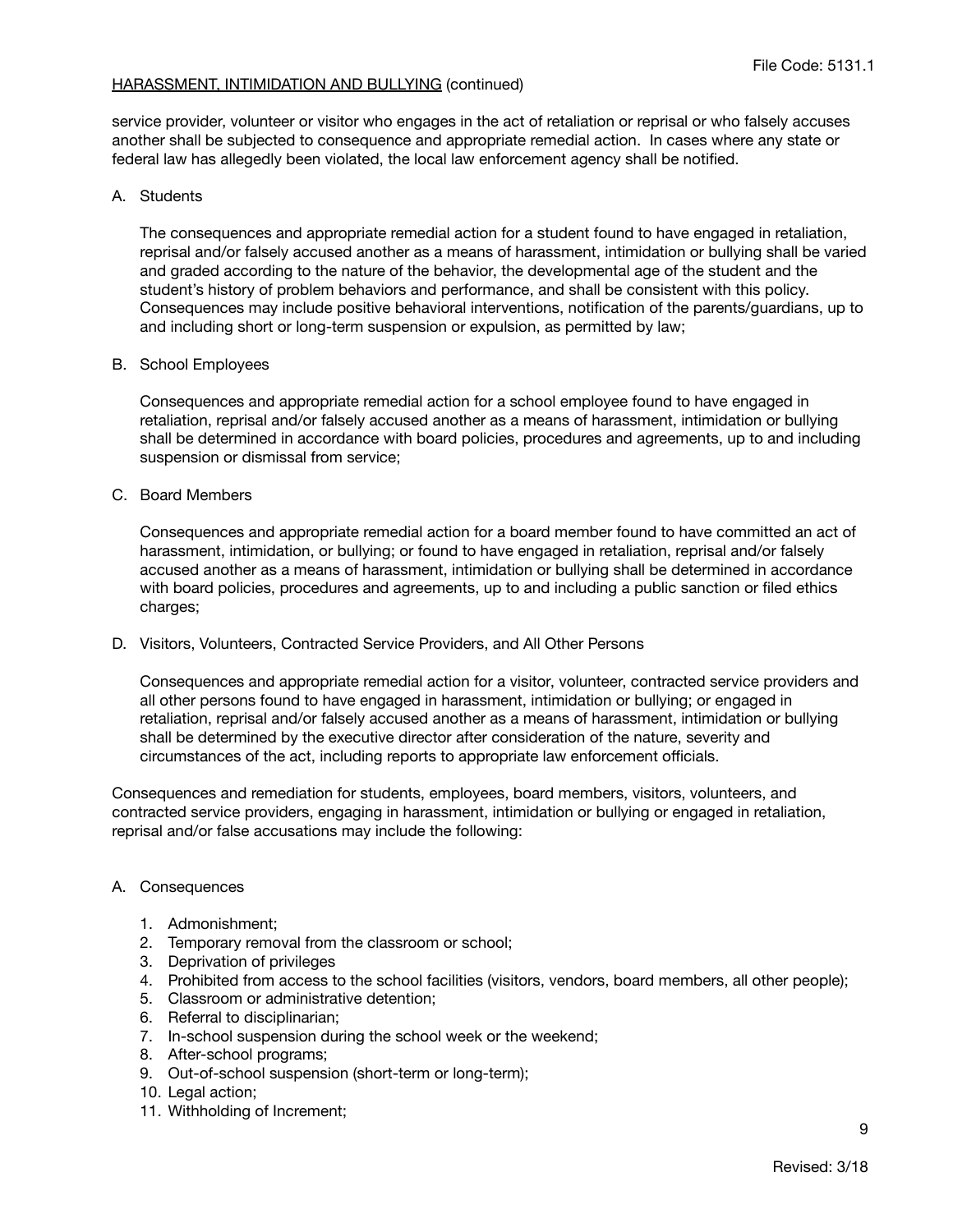service provider, volunteer or visitor who engages in the act of retaliation or reprisal or who falsely accuses another shall be subjected to consequence and appropriate remedial action. In cases where any state or federal law has allegedly been violated, the local law enforcement agency shall be notified.

A. Students

The consequences and appropriate remedial action for a student found to have engaged in retaliation, reprisal and/or falsely accused another as a means of harassment, intimidation or bullying shall be varied and graded according to the nature of the behavior, the developmental age of the student and the student's history of problem behaviors and performance, and shall be consistent with this policy. Consequences may include positive behavioral interventions, notification of the parents/guardians, up to and including short or long-term suspension or expulsion, as permitted by law;

B. School Employees

Consequences and appropriate remedial action for a school employee found to have engaged in retaliation, reprisal and/or falsely accused another as a means of harassment, intimidation or bullying shall be determined in accordance with board policies, procedures and agreements, up to and including suspension or dismissal from service;

C. Board Members

Consequences and appropriate remedial action for a board member found to have committed an act of harassment, intimidation, or bullying; or found to have engaged in retaliation, reprisal and/or falsely accused another as a means of harassment, intimidation or bullying shall be determined in accordance with board policies, procedures and agreements, up to and including a public sanction or filed ethics charges;

D. Visitors, Volunteers, Contracted Service Providers, and All Other Persons

Consequences and appropriate remedial action for a visitor, volunteer, contracted service providers and all other persons found to have engaged in harassment, intimidation or bullying; or engaged in retaliation, reprisal and/or falsely accused another as a means of harassment, intimidation or bullying shall be determined by the executive director after consideration of the nature, severity and circumstances of the act, including reports to appropriate law enforcement officials.

Consequences and remediation for students, employees, board members, visitors, volunteers, and contracted service providers, engaging in harassment, intimidation or bullying or engaged in retaliation, reprisal and/or false accusations may include the following:

A. Consequences

1. Admonishment;
2. Temporary removal from the classroom or school;
3. Deprivation of privileges
4. Prohibited from access to the school facilities (visitors, vendors, board members, all other people);
5. Classroom or administrative detention;
6. Referral to disciplinarian;
7. In-school suspension during the school week or the weekend;
8. After-school programs;
9. Out-of-school suspension (short-term or long-term);
10. Legal action;
11. Withholding of Increment;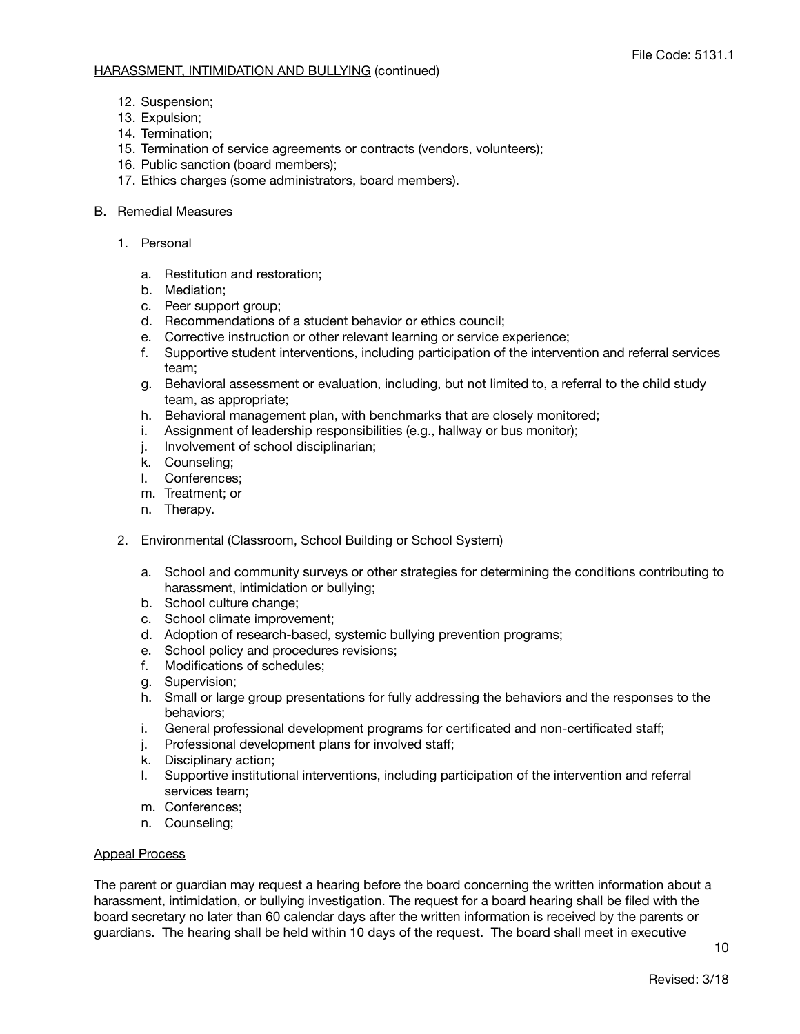12. Suspension;
13. Expulsion;
14. Termination;
15. Termination of service agreements or contracts (vendors, volunteers);
16. Public sanction (board members);
17. Ethics charges (some administrators, board members).

B. Remedial Measures

1. Personal

   a. Restitution and restoration;
   b. Mediation;
   c. Peer support group;
   d. Recommendations of a student behavior or ethics council;
   e. Corrective instruction or other relevant learning or service experience;
   f. Supportive student interventions, including participation of the intervention and referral services team;
   g. Behavioral assessment or evaluation, including, but not limited to, a referral to the child study team, as appropriate;
   h. Behavioral management plan, with benchmarks that are closely monitored;
   i. Assignment of leadership responsibilities (e.g., hallway or bus monitor);
   j. Involvement of school disciplinarian;
   k. Counseling;
   l. Conferences;
   m. Treatment; or
   n. Therapy.

2. Environmental (Classroom, School Building or School System)

   a. School and community surveys or other strategies for determining the conditions contributing to harassment, intimidation or bullying;
   b. School culture change;
   c. School climate improvement;
   d. Adoption of research-based, systemic bullying prevention programs;
   e. School policy and procedures revisions;
   f. Modifications of schedules;
   g. Supervision;
   h. Small or large group presentations for fully addressing the behaviors and the responses to the behaviors;
   i. General professional development programs for certificated and non-certificated staff;
   j. Professional development plans for involved staff;
   k. Disciplinary action;
   l. Supportive institutional interventions, including participation of the intervention and referral services team;
   m. Conferences;
   n. Counseling;

<u>Appeal Process</u>

The parent or guardian may request a hearing before the board concerning the written information about a harassment, intimidation, or bullying investigation. The request for a board hearing shall be filed with the board secretary no later than 60 calendar days after the written information is received by the parents or guardians. The hearing shall be held within 10 days of the request. The board shall meet in executive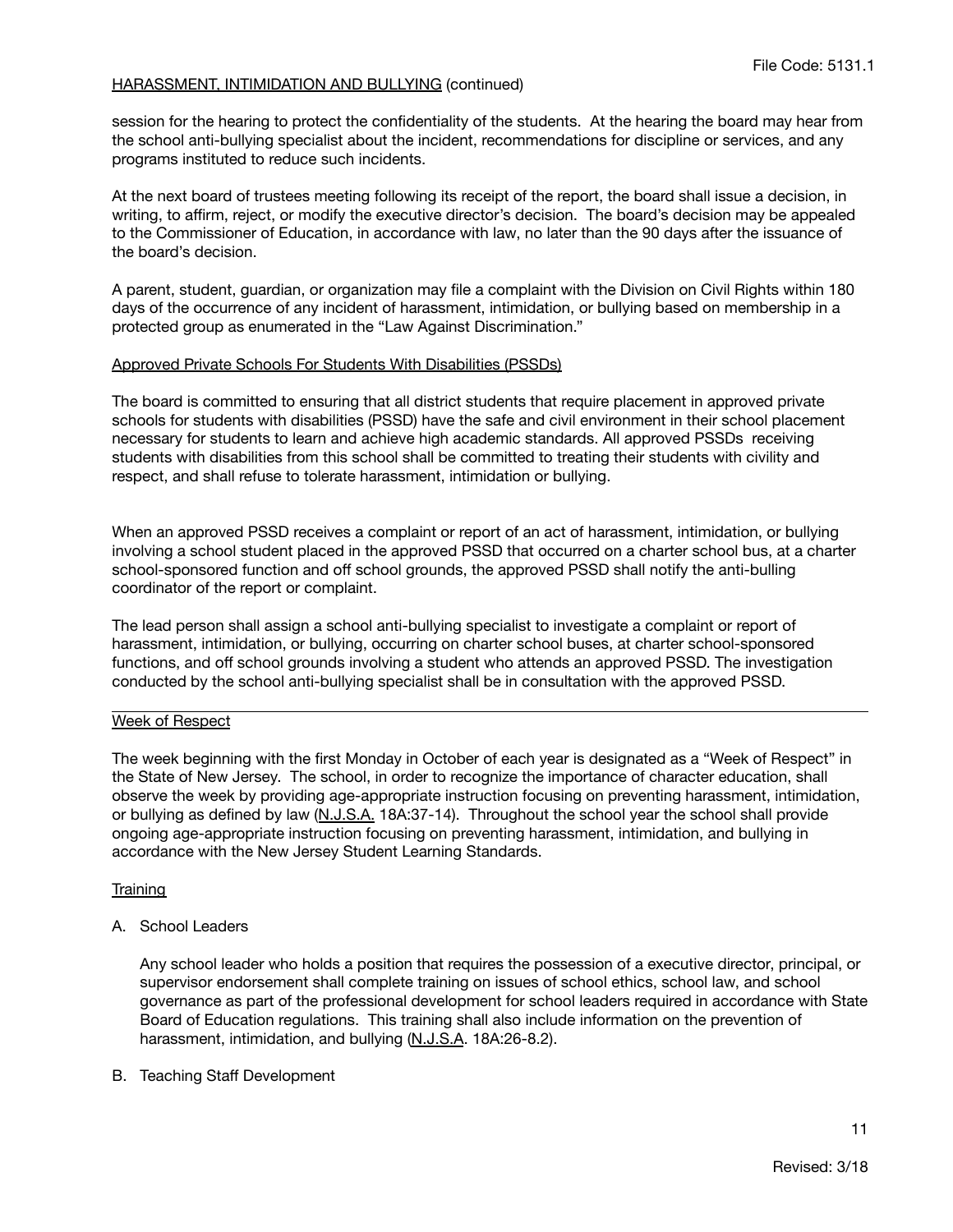session for the hearing to protect the confidentiality of the students. At the hearing the board may hear from the school anti-bullying specialist about the incident, recommendations for discipline or services, and any programs instituted to reduce such incidents.

At the next board of trustees meeting following its receipt of the report, the board shall issue a decision, in writing, to affirm, reject, or modify the executive director's decision. The board's decision may be appealed to the Commissioner of Education, in accordance with law, no later than the 90 days after the issuance of the board's decision.

A parent, student, guardian, or organization may file a complaint with the Division on Civil Rights within 180 days of the occurrence of any incident of harassment, intimidation, or bullying based on membership in a protected group as enumerated in the "Law Against Discrimination."

<u>Approved Private Schools For Students With Disabilities (PSSDs)</u>

The board is committed to ensuring that all district students that require placement in approved private schools for students with disabilities (PSSD) have the safe and civil environment in their school placement necessary for students to learn and achieve high academic standards. All approved PSSDs receiving students with disabilities from this school shall be committed to treating their students with civility and respect, and shall refuse to tolerate harassment, intimidation or bullying.

When an approved PSSD receives a complaint or report of an act of harassment, intimidation, or bullying involving a school student placed in the approved PSSD that occurred on a charter school bus, at a charter school-sponsored function and off school grounds, the approved PSSD shall notify the anti-bulling coordinator of the report or complaint.

The lead person shall assign a school anti-bullying specialist to investigate a complaint or report of harassment, intimidation, or bullying, occurring on charter school buses, at charter school-sponsored functions, and off school grounds involving a student who attends an approved PSSD. The investigation conducted by the school anti-bullying specialist shall be in consultation with the approved PSSD.

---

<u>Week of Respect</u>

The week beginning with the first Monday in October of each year is designated as a "Week of Respect" in the State of New Jersey. The school, in order to recognize the importance of character education, shall observe the week by providing age-appropriate instruction focusing on preventing harassment, intimidation, or bullying as defined by law (<u>N.J.S.A.</u> 18A:37-14). Throughout the school year the school shall provide ongoing age-appropriate instruction focusing on preventing harassment, intimidation, and bullying in accordance with the New Jersey Student Learning Standards.

<u>Training</u>

A. School Leaders

   Any school leader who holds a position that requires the possession of a executive director, principal, or supervisor endorsement shall complete training on issues of school ethics, school law, and school governance as part of the professional development for school leaders required in accordance with State Board of Education regulations. This training shall also include information on the prevention of harassment, intimidation, and bullying (<u>N.J.S.A</u>. 18A:26-8.2).

B. Teaching Staff Development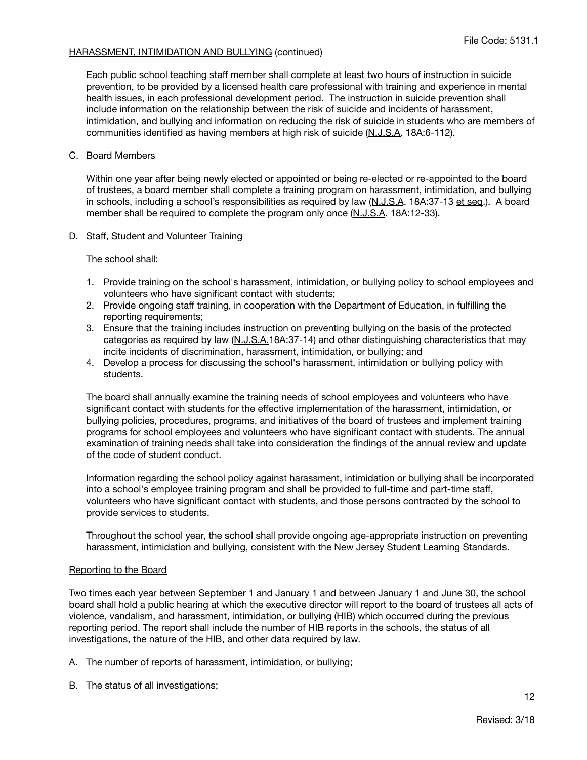Each public school teaching staff member shall complete at least two hours of instruction in suicide prevention, to be provided by a licensed health care professional with training and experience in mental health issues, in each professional development period. The instruction in suicide prevention shall include information on the relationship between the risk of suicide and incidents of harassment, intimidation, and bullying and information on reducing the risk of suicide in students who are members of communities identified as having members at high risk of suicide (N.J.S.A. 18A:6-112).

C. Board Members

Within one year after being newly elected or appointed or being re-elected or re-appointed to the board of trustees, a board member shall complete a training program on harassment, intimidation, and bullying in schools, including a school's responsibilities as required by law (N.J.S.A. 18A:37-13 et seq.). A board member shall be required to complete the program only once (N.J.S.A. 18A:12-33).

D. Staff, Student and Volunteer Training

The school shall:

1. Provide training on the school's harassment, intimidation, or bullying policy to school employees and volunteers who have significant contact with students;
2. Provide ongoing staff training, in cooperation with the Department of Education, in fulfilling the reporting requirements;
3. Ensure that the training includes instruction on preventing bullying on the basis of the protected categories as required by law (N.J.S.A.18A:37-14) and other distinguishing characteristics that may incite incidents of discrimination, harassment, intimidation, or bullying; and
4. Develop a process for discussing the school's harassment, intimidation or bullying policy with students.

The board shall annually examine the training needs of school employees and volunteers who have significant contact with students for the effective implementation of the harassment, intimidation, or bullying policies, procedures, programs, and initiatives of the board of trustees and implement training programs for school employees and volunteers who have significant contact with students. The annual examination of training needs shall take into consideration the findings of the annual review and update of the code of student conduct.

Information regarding the school policy against harassment, intimidation or bullying shall be incorporated into a school's employee training program and shall be provided to full-time and part-time staff, volunteers who have significant contact with students, and those persons contracted by the school to provide services to students.

Throughout the school year, the school shall provide ongoing age-appropriate instruction on preventing harassment, intimidation and bullying, consistent with the New Jersey Student Learning Standards.

## Reporting to the Board

Two times each year between September 1 and January 1 and between January 1 and June 30, the school board shall hold a public hearing at which the executive director will report to the board of trustees all acts of violence, vandalism, and harassment, intimidation, or bullying (HIB) which occurred during the previous reporting period. The report shall include the number of HIB reports in the schools, the status of all investigations, the nature of the HIB, and other data required by law.

A. The number of reports of harassment, intimidation, or bullying;

B. The status of all investigations;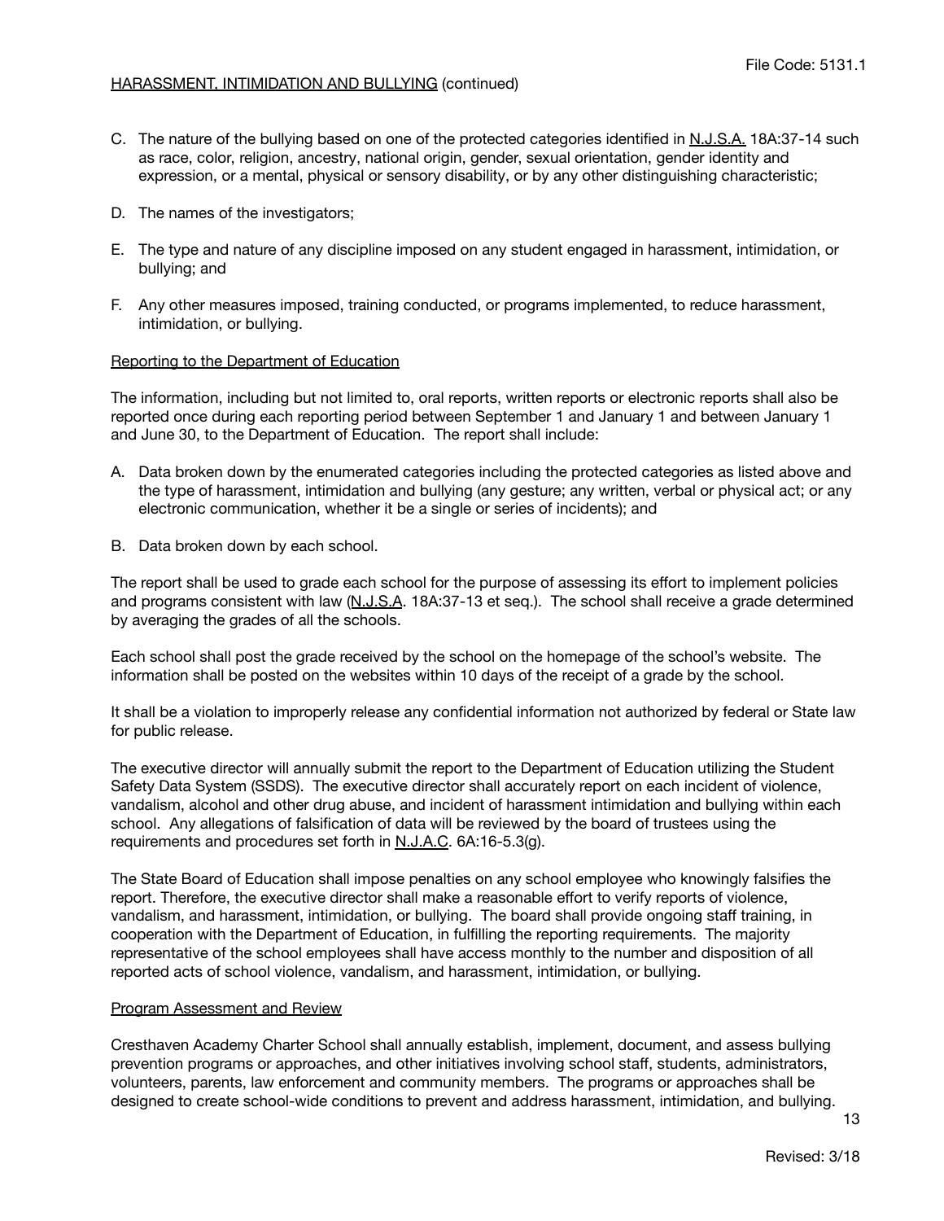C. The nature of the bullying based on one of the protected categories identified in N.J.S.A. 18A:37-14 such as race, color, religion, ancestry, national origin, gender, sexual orientation, gender identity and expression, or a mental, physical or sensory disability, or by any other distinguishing characteristic;

D. The names of the investigators;

E. The type and nature of any discipline imposed on any student engaged in harassment, intimidation, or bullying; and

F. Any other measures imposed, training conducted, or programs implemented, to reduce harassment, intimidation, or bullying.

Reporting to the Department of Education

The information, including but not limited to, oral reports, written reports or electronic reports shall also be reported once during each reporting period between September 1 and January 1 and between January 1 and June 30, to the Department of Education. The report shall include:

A. Data broken down by the enumerated categories including the protected categories as listed above and the type of harassment, intimidation and bullying (any gesture; any written, verbal or physical act; or any electronic communication, whether it be a single or series of incidents); and

B. Data broken down by each school.

The report shall be used to grade each school for the purpose of assessing its effort to implement policies and programs consistent with law (N.J.S.A. 18A:37-13 et seq.). The school shall receive a grade determined by averaging the grades of all the schools.

Each school shall post the grade received by the school on the homepage of the school's website. The information shall be posted on the websites within 10 days of the receipt of a grade by the school.

It shall be a violation to improperly release any confidential information not authorized by federal or State law for public release.

The executive director will annually submit the report to the Department of Education utilizing the Student Safety Data System (SSDS). The executive director shall accurately report on each incident of violence, vandalism, alcohol and other drug abuse, and incident of harassment intimidation and bullying within each school. Any allegations of falsification of data will be reviewed by the board of trustees using the requirements and procedures set forth in N.J.A.C. 6A:16-5.3(g).

The State Board of Education shall impose penalties on any school employee who knowingly falsifies the report. Therefore, the executive director shall make a reasonable effort to verify reports of violence, vandalism, and harassment, intimidation, or bullying. The board shall provide ongoing staff training, in cooperation with the Department of Education, in fulfilling the reporting requirements. The majority representative of the school employees shall have access monthly to the number and disposition of all reported acts of school violence, vandalism, and harassment, intimidation, or bullying.

Program Assessment and Review

Cresthaven Academy Charter School shall annually establish, implement, document, and assess bullying prevention programs or approaches, and other initiatives involving school staff, students, administrators, volunteers, parents, law enforcement and community members. The programs or approaches shall be designed to create school-wide conditions to prevent and address harassment, intimidation, and bullying.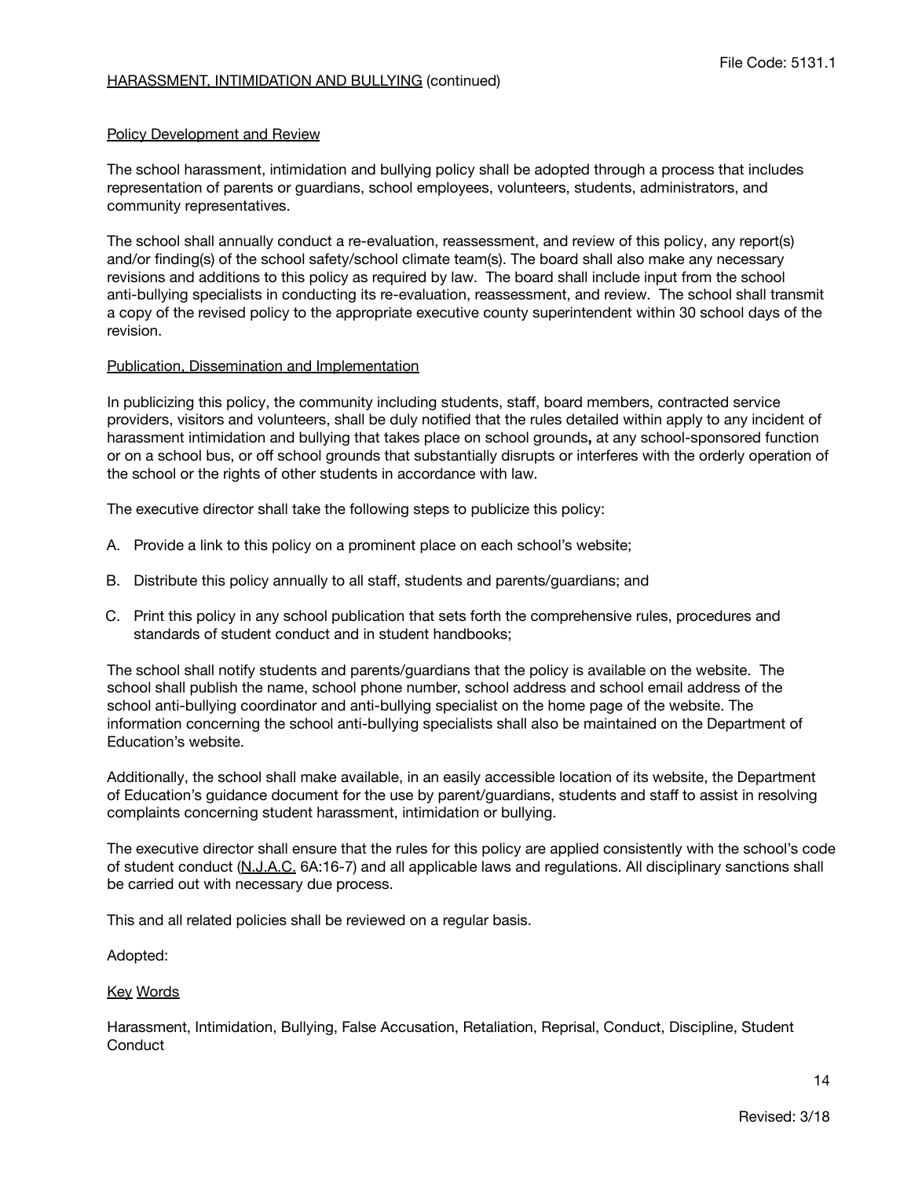## Policy Development and Review

The school harassment, intimidation and bullying policy shall be adopted through a process that includes representation of parents or guardians, school employees, volunteers, students, administrators, and community representatives.

The school shall annually conduct a re-evaluation, reassessment, and review of this policy, any report(s) and/or finding(s) of the school safety/school climate team(s). The board shall also make any necessary revisions and additions to this policy as required by law. The board shall include input from the school anti-bullying specialists in conducting its re-evaluation, reassessment, and review. The school shall transmit a copy of the revised policy to the appropriate executive county superintendent within 30 school days of the revision.

## Publication, Dissemination and Implementation

In publicizing this policy, the community including students, staff, board members, contracted service providers, visitors and volunteers, shall be duly notified that the rules detailed within apply to any incident of harassment intimidation and bullying that takes place on school grounds**,** at any school-sponsored function or on a school bus, or off school grounds that substantially disrupts or interferes with the orderly operation of the school or the rights of other students in accordance with law.

The executive director shall take the following steps to publicize this policy:

A. Provide a link to this policy on a prominent place on each school's website;

B. Distribute this policy annually to all staff, students and parents/guardians; and

C. Print this policy in any school publication that sets forth the comprehensive rules, procedures and standards of student conduct and in student handbooks;

The school shall notify students and parents/guardians that the policy is available on the website. The school shall publish the name, school phone number, school address and school email address of the school anti-bullying coordinator and anti-bullying specialist on the home page of the website. The information concerning the school anti-bullying specialists shall also be maintained on the Department of Education's website.

Additionally, the school shall make available, in an easily accessible location of its website, the Department of Education's guidance document for the use by parent/guardians, students and staff to assist in resolving complaints concerning student harassment, intimidation or bullying.

The executive director shall ensure that the rules for this policy are applied consistently with the school's code of student conduct (N.J.A.C. 6A:16-7) and all applicable laws and regulations. All disciplinary sanctions shall be carried out with necessary due process.

This and all related policies shall be reviewed on a regular basis.

Adopted:

## Key Words

Harassment, Intimidation, Bullying, False Accusation, Retaliation, Reprisal, Conduct, Discipline, Student Conduct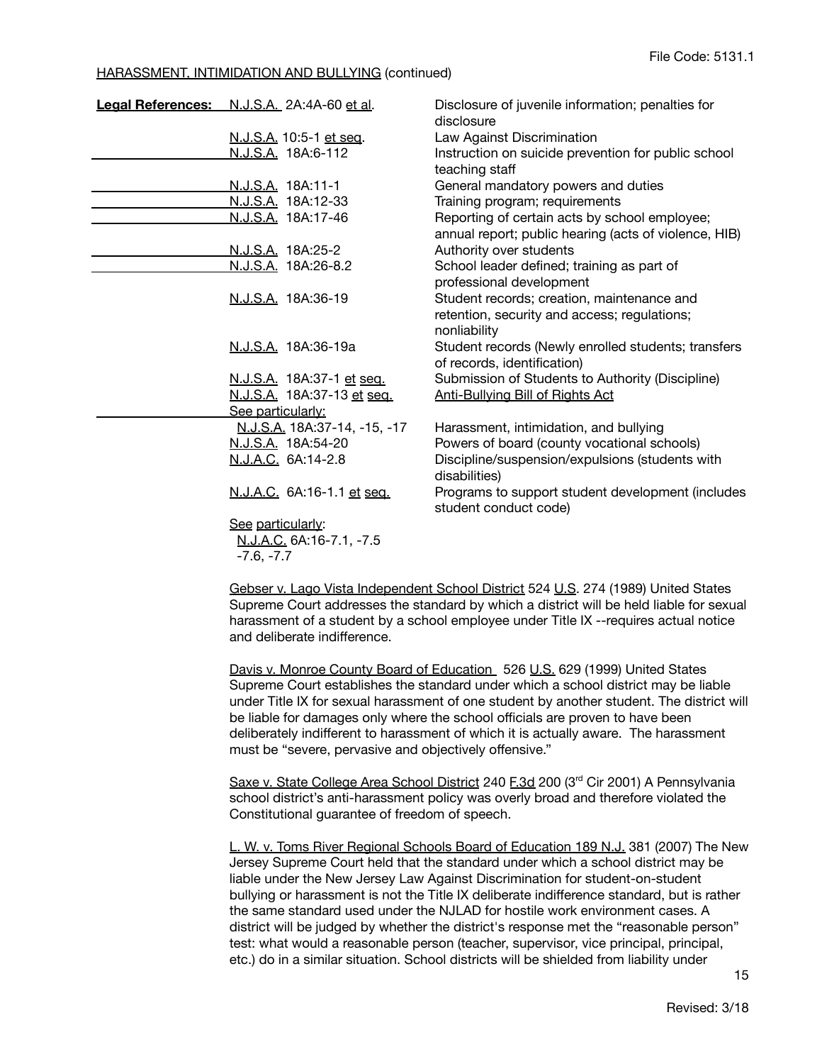HARASSMENT, INTIMIDATION AND BULLYING (continued)

| **Legal References:** | | |
|---|---|---|
| | N.J.S.A. 2A:4A-60 et al. | Disclosure of juvenile information; penalties for disclosure |
| | N.J.S.A. 10:5-1 et seq. | Law Against Discrimination |
| | N.J.S.A. 18A:6-112 | Instruction on suicide prevention for public school teaching staff |
| | N.J.S.A. 18A:11-1 | General mandatory powers and duties |
| | N.J.S.A. 18A:12-33 | Training program; requirements |
| | N.J.S.A. 18A:17-46 | Reporting of certain acts by school employee; annual report; public hearing (acts of violence, HIB) |
| | N.J.S.A. 18A:25-2 | Authority over students |
| | N.J.S.A. 18A:26-8.2 | School leader defined; training as part of professional development |
| | N.J.S.A. 18A:36-19 | Student records; creation, maintenance and retention, security and access; regulations; nonliability |
| | N.J.S.A. 18A:36-19a | Student records (Newly enrolled students; transfers of records, identification) |
| | N.J.S.A. 18A:37-1 et seq. | Submission of Students to Authority (Discipline) |
| | N.J.S.A. 18A:37-13 et seq. | Anti-Bullying Bill of Rights Act |
| | See particularly: | |
| | N.J.S.A. 18A:37-14, -15, -17 | Harassment, intimidation, and bullying |
| | N.J.S.A. 18A:54-20 | Powers of board (county vocational schools) |
| | N.J.A.C. 6A:14-2.8 | Discipline/suspension/expulsions (students with disabilities) |
| | N.J.A.C. 6A:16-1.1 et seq. | Programs to support student development (includes student conduct code) |
| | See particularly: N.J.A.C. 6A:16-7.1, -7.5 -7.6, -7.7 | |

Gebser v. Lago Vista Independent School District 524 U.S. 274 (1989) United States Supreme Court addresses the standard by which a district will be held liable for sexual harassment of a student by a school employee under Title IX --requires actual notice and deliberate indifference.

Davis v. Monroe County Board of Education 526 U.S. 629 (1999) United States Supreme Court establishes the standard under which a school district may be liable under Title IX for sexual harassment of one student by another student. The district will be liable for damages only where the school officials are proven to have been deliberately indifferent to harassment of which it is actually aware. The harassment must be "severe, pervasive and objectively offensive."

Saxe v. State College Area School District 240 F.3d 200 (3rd Cir 2001) A Pennsylvania school district's anti-harassment policy was overly broad and therefore violated the Constitutional guarantee of freedom of speech.

L. W. v. Toms River Regional Schools Board of Education 189 N.J. 381 (2007) The New Jersey Supreme Court held that the standard under which a school district may be liable under the New Jersey Law Against Discrimination for student-on-student bullying or harassment is not the Title IX deliberate indifference standard, but is rather the same standard used under the NJLAD for hostile work environment cases. A district will be judged by whether the district's response met the "reasonable person" test: what would a reasonable person (teacher, supervisor, vice principal, principal, etc.) do in a similar situation. School districts will be shielded from liability under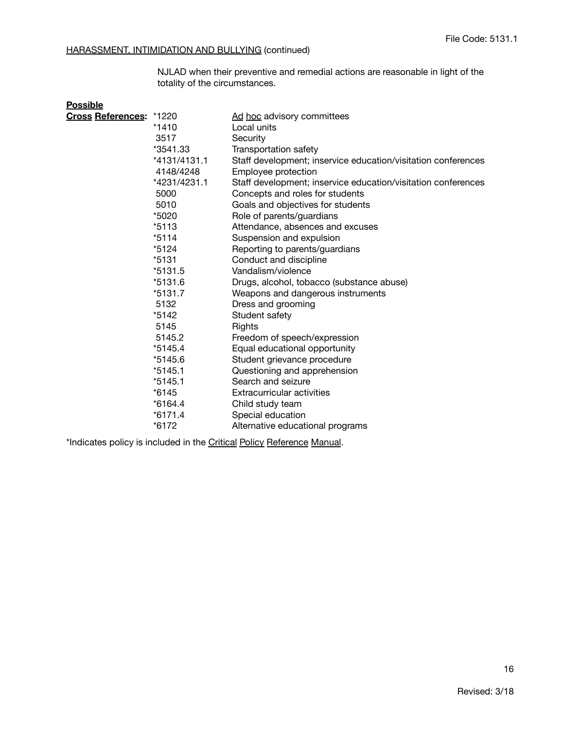HARASSMENT, INTIMIDATION AND BULLYING (continued)

NJLAD when their preventive and remedial actions are reasonable in light of the totality of the circumstances.

**Possible**
**Cross References:**

| | |
|---|---|
| *1220 | Ad hoc advisory committees |
| *1410 | Local units |
| 3517 | Security |
| *3541.33 | Transportation safety |
| *4131/4131.1 | Staff development; inservice education/visitation conferences |
| 4148/4248 | Employee protection |
| *4231/4231.1 | Staff development; inservice education/visitation conferences |
| 5000 | Concepts and roles for students |
| 5010 | Goals and objectives for students |
| *5020 | Role of parents/guardians |
| *5113 | Attendance, absences and excuses |
| *5114 | Suspension and expulsion |
| *5124 | Reporting to parents/guardians |
| *5131 | Conduct and discipline |
| *5131.5 | Vandalism/violence |
| *5131.6 | Drugs, alcohol, tobacco (substance abuse) |
| *5131.7 | Weapons and dangerous instruments |
| 5132 | Dress and grooming |
| *5142 | Student safety |
| 5145 | Rights |
| 5145.2 | Freedom of speech/expression |
| *5145.4 | Equal educational opportunity |
| *5145.6 | Student grievance procedure |
| *5145.1 | Questioning and apprehension |
| *5145.1 | Search and seizure |
| *6145 | Extracurricular activities |
| *6164.4 | Child study team |
| *6171.4 | Special education |
| *6172 | Alternative educational programs |

*Indicates policy is included in the Critical Policy Reference Manual.